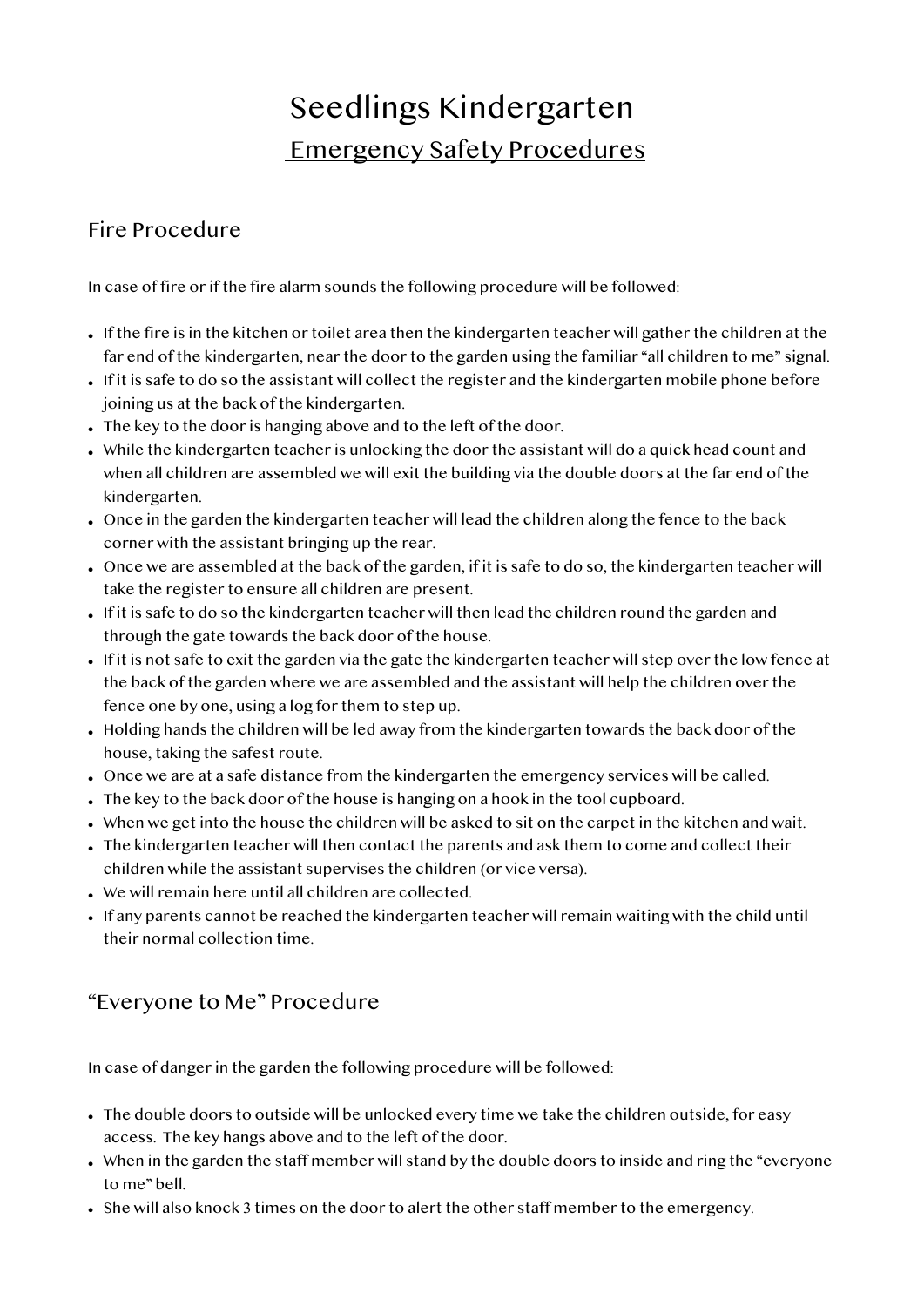# Seedlings Kindergarten

## Emergency Safety Procedures

### Fire Procedure

In case of fire or if the fire alarm sounds the following procedure will be followed:

- If the fire is in the kitchen or toilet area then the kindergarten teacher will gather the children at the far end of the kindergarten, near the door to the garden using the familiar "all children to me" signal.
- If it is safe to do so the assistant will collect the register and the kindergarten mobile phone before joining us at the back of the kindergarten.
- The key to the door is hanging above and to the left of the door.
- While the kindergarten teacher is unlocking the door the assistant will do a quick head count and when all children are assembled we will exit the building via the double doors at the far end of the kindergarten.
- Once in the garden the kindergarten teacher will lead the children along the fence to the back corner with the assistant bringing up the rear.
- Once we are assembled at the back of the garden, if it is safe to do so, the kindergarten teacher will take the register to ensure all children are present.
- If it is safe to do so the kindergarten teacher will then lead the children round the garden and through the gate towards the back door of the house.
- If it is not safe to exit the garden via the gate the kindergarten teacher will step over the low fence at the back of the garden where we are assembled and the assistant will help the children over the fence one by one, using a log for them to step up.
- Holding hands the children will be led away from the kindergarten towards the back door of the house, taking the safest route.
- Once we are at a safe distance from the kindergarten the emergency services will be called.
- The key to the back door of the house is hanging on a hook in the tool cupboard.
- When we get into the house the children will be asked to sit on the carpet in the kitchen and wait.
- The kindergarten teacher will then contact the parents and ask them to come and collect their children while the assistant supervises the children (or vice versa).
- We will remain here until all children are collected.
- If any parents cannot be reached the kindergarten teacher will remain waiting with the child until their normal collection time.

### "Everyone to Me" Procedure

In case of danger in the garden the following procedure will be followed:

- The double doors to outside will be unlocked every time we take the children outside, for easy access. The key hangs above and to the left of the door.
- When in the garden the staff member will stand by the double doors to inside and ring the "everyone to me" bell.
- She will also knock 3 times on the door to alert the other staff member to the emergency.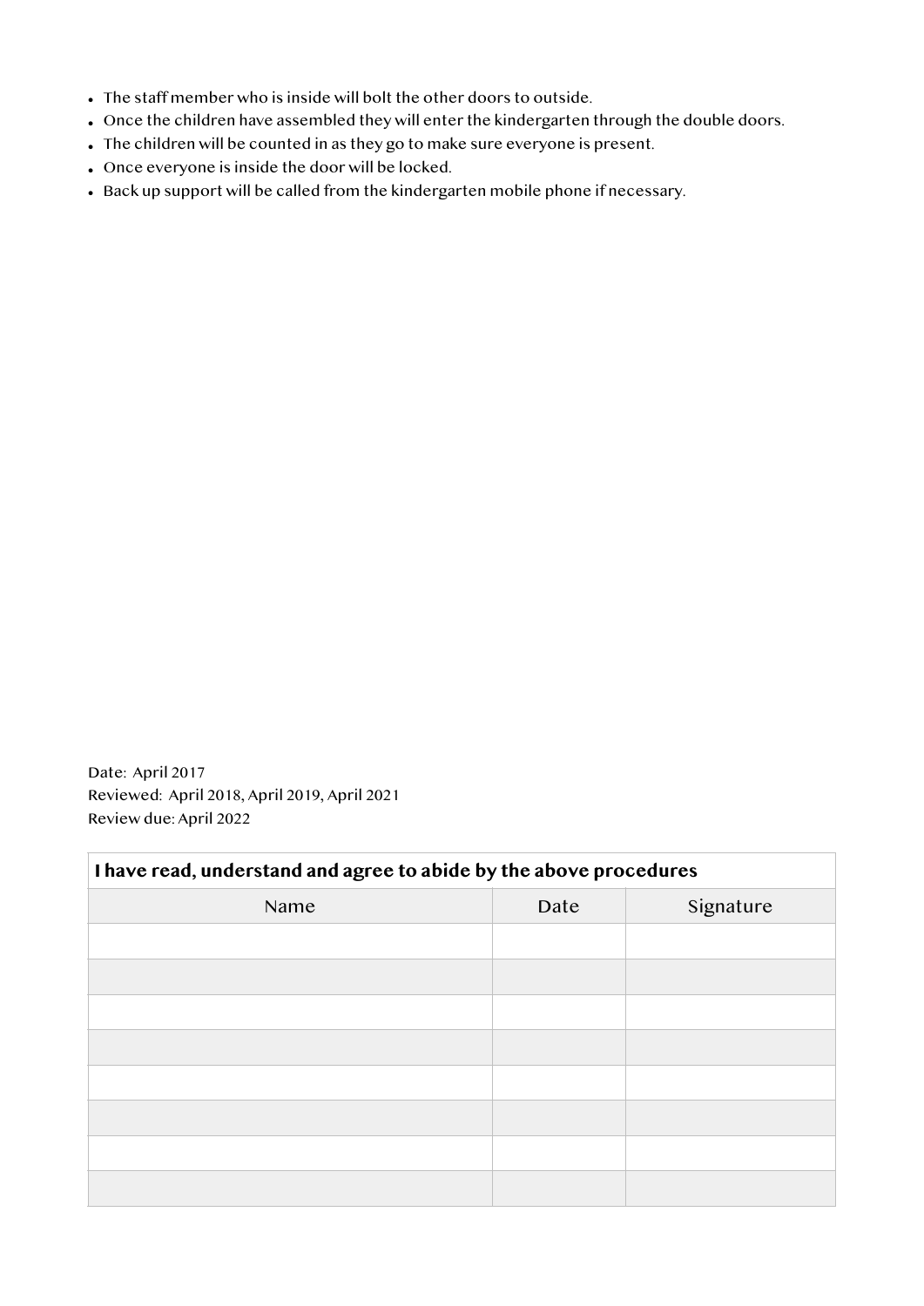- The staff member who is inside will bolt the other doors to outside.
- Once the children have assembled they will enter the kindergarten through the double doors.
- The children will be counted in as they go to make sure everyone is present.
- Once everyone is inside the door will be locked.
- Back up support will be called from the kindergarten mobile phone if necessary.

Date: April 2017
Reviewed: April 2018, April 2019, April 2021
Review due: April 2022

**I have read, understand and agree to abide by the above procedures**

| Name | Date | Signature |
|---|---|---|
| | | |
| | | |
| | | |
| | | |
| | | |
| | | |
| | | |
| | | |